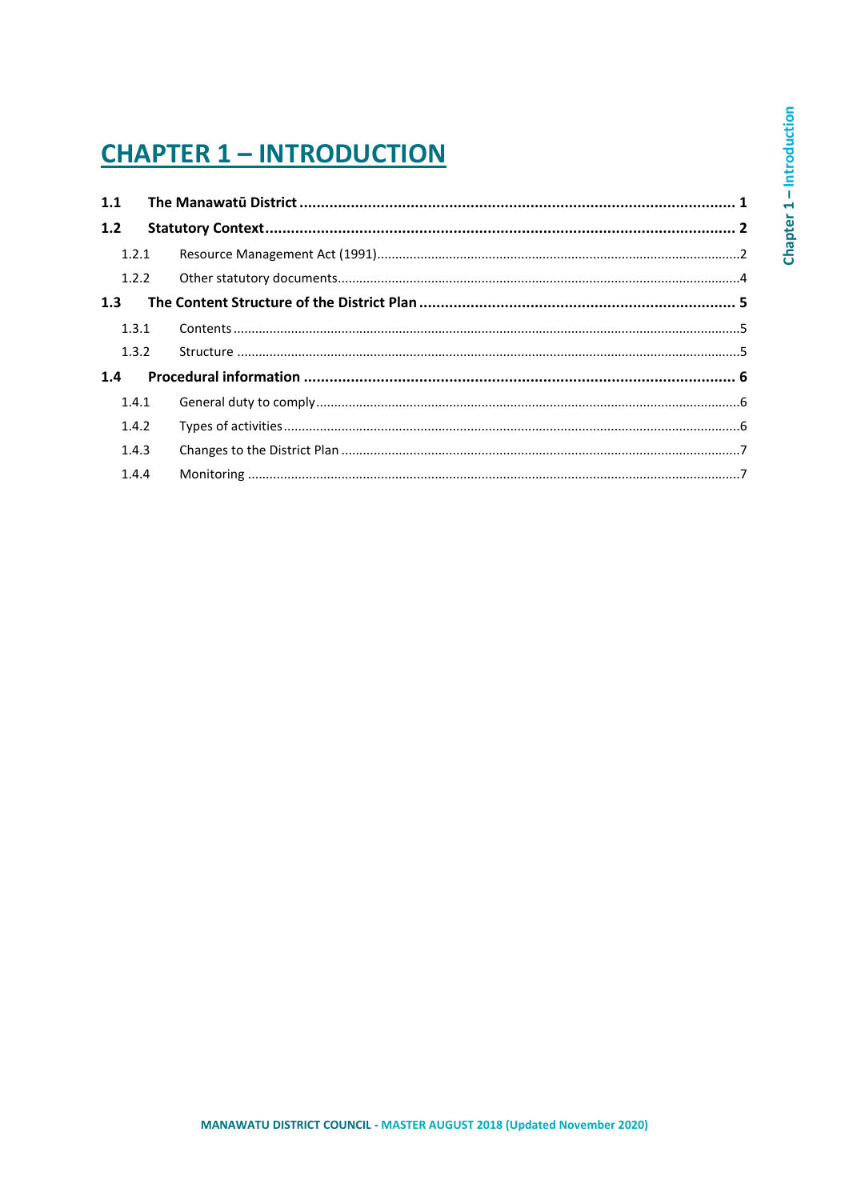# CHAPTER 1 – INTRODUCTION

**1.1 The Manawatū District** ........ **1**

**1.2 Statutory Context** ........ **2**

- 1.2.1 Resource Management Act (1991) ........ 2
- 1.2.2 Other statutory documents ........ 4

**1.3 The Content Structure of the District Plan** ........ **5**

- 1.3.1 Contents ........ 5
- 1.3.2 Structure ........ 5

**1.4 Procedural information** ........ **6**

- 1.4.1 General duty to comply ........ 6
- 1.4.2 Types of activities ........ 6
- 1.4.3 Changes to the District Plan ........ 7
- 1.4.4 Monitoring ........ 7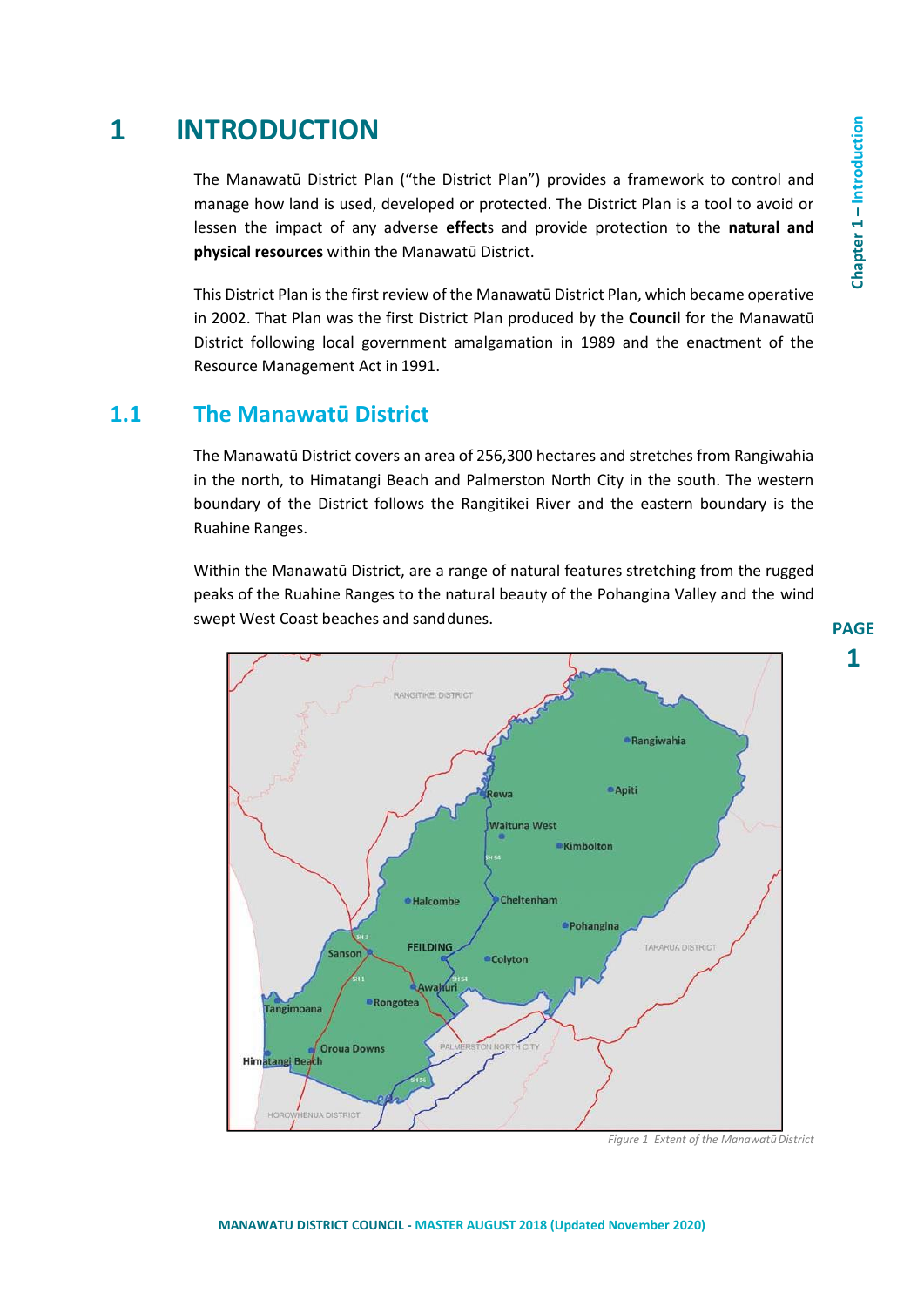# 1 INTRODUCTION

The Manawatū District Plan ("the District Plan") provides a framework to control and manage how land is used, developed or protected. The District Plan is a tool to avoid or lessen the impact of any adverse **effect**s and provide protection to the **natural and physical resources** within the Manawatū District.

This District Plan is the first review of the Manawatū District Plan, which became operative in 2002. That Plan was the first District Plan produced by the **Council** for the Manawatū District following local government amalgamation in 1989 and the enactment of the Resource Management Act in 1991.

## 1.1 The Manawatū District

The Manawatū District covers an area of 256,300 hectares and stretches from Rangiwahia in the north, to Himatangi Beach and Palmerston North City in the south. The western boundary of the District follows the Rangitikei River and the eastern boundary is the Ruahine Ranges.

Within the Manawatū District, are a range of natural features stretching from the rugged peaks of the Ruahine Ranges to the natural beauty of the Pohangina Valley and the wind swept West Coast beaches and sanddunes.

*Figure 1 Extent of the Manawatū District*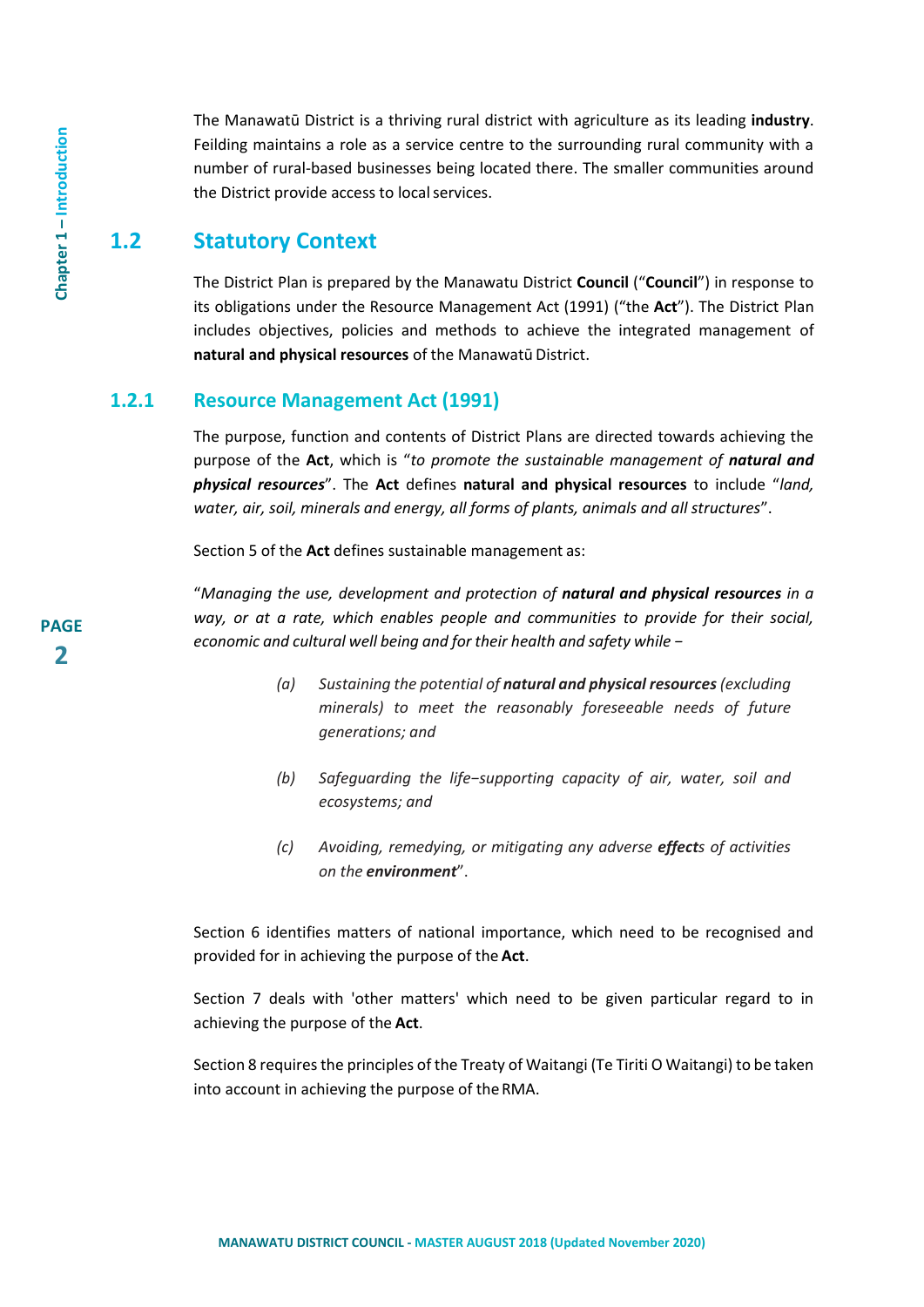The Manawatū District is a thriving rural district with agriculture as its leading **industry**. Feilding maintains a role as a service centre to the surrounding rural community with a number of rural-based businesses being located there. The smaller communities around the District provide access to local services.

## 1.2 Statutory Context

The District Plan is prepared by the Manawatu District **Council** ("**Council**") in response to its obligations under the Resource Management Act (1991) ("the **Act**"). The District Plan includes objectives, policies and methods to achieve the integrated management of **natural and physical resources** of the Manawatū District.

### 1.2.1 Resource Management Act (1991)

The purpose, function and contents of District Plans are directed towards achieving the purpose of the **Act**, which is "*to promote the sustainable management of **natural and physical resources***". The **Act** defines **natural and physical resources** to include "*land, water, air, soil, minerals and energy, all forms of plants, animals and all structures*".

Section 5 of the **Act** defines sustainable management as:

"*Managing the use, development and protection of **natural and physical resources** in a way, or at a rate, which enables people and communities to provide for their social, economic and cultural well being and for their health and safety while −*

> *(a) Sustaining the potential of **natural and physical resources** (excluding minerals) to meet the reasonably foreseeable needs of future generations; and*
>
> *(b) Safeguarding the life−supporting capacity of air, water, soil and ecosystems; and*
>
> *(c) Avoiding, remedying, or mitigating any adverse **effect**s of activities on the **environment***".

Section 6 identifies matters of national importance, which need to be recognised and provided for in achieving the purpose of the **Act**.

Section 7 deals with 'other matters' which need to be given particular regard to in achieving the purpose of the **Act**.

Section 8 requires the principles of the Treaty of Waitangi (Te Tiriti O Waitangi) to be taken into account in achieving the purpose of the RMA.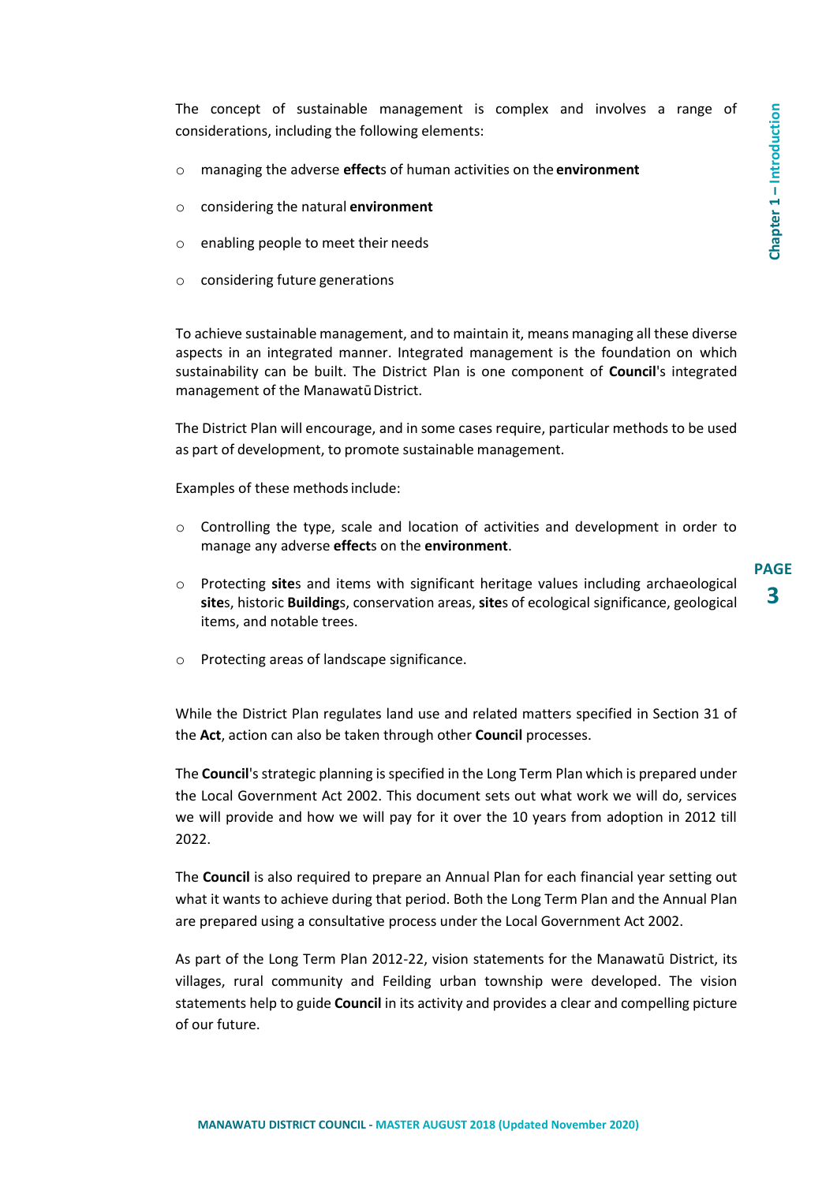The concept of sustainable management is complex and involves a range of considerations, including the following elements:

- managing the adverse **effect**s of human activities on the **environment**
- considering the natural **environment**
- enabling people to meet their needs
- considering future generations

To achieve sustainable management, and to maintain it, means managing all these diverse aspects in an integrated manner. Integrated management is the foundation on which sustainability can be built. The District Plan is one component of **Council**'s integrated management of the Manawatū District.

The District Plan will encourage, and in some cases require, particular methods to be used as part of development, to promote sustainable management.

Examples of these methods include:

- Controlling the type, scale and location of activities and development in order to manage any adverse **effect**s on the **environment**.
- Protecting **site**s and items with significant heritage values including archaeological **site**s, historic **Building**s, conservation areas, **site**s of ecological significance, geological items, and notable trees.
- Protecting areas of landscape significance.

While the District Plan regulates land use and related matters specified in Section 31 of the **Act**, action can also be taken through other **Council** processes.

The **Council**'s strategic planning is specified in the Long Term Plan which is prepared under the Local Government Act 2002. This document sets out what work we will do, services we will provide and how we will pay for it over the 10 years from adoption in 2012 till 2022.

The **Council** is also required to prepare an Annual Plan for each financial year setting out what it wants to achieve during that period. Both the Long Term Plan and the Annual Plan are prepared using a consultative process under the Local Government Act 2002.

As part of the Long Term Plan 2012-22, vision statements for the Manawatū District, its villages, rural community and Feilding urban township were developed. The vision statements help to guide **Council** in its activity and provides a clear and compelling picture of our future.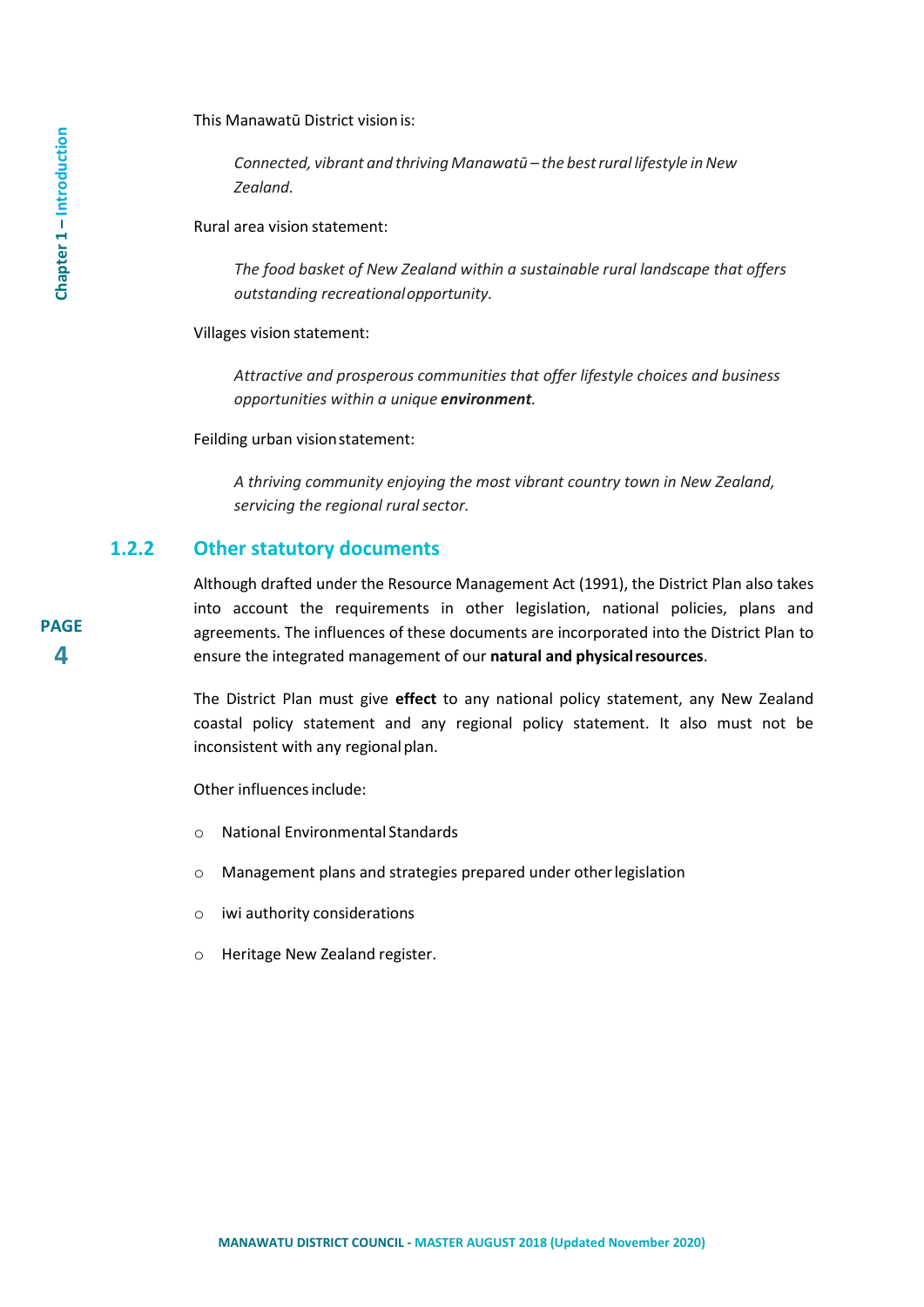This Manawatū District vision is:

> *Connected, vibrant and thriving Manawatū – the best rural lifestyle in New Zealand.*

Rural area vision statement:

> *The food basket of New Zealand within a sustainable rural landscape that offers outstanding recreational opportunity.*

Villages vision statement:

> *Attractive and prosperous communities that offer lifestyle choices and business opportunities within a unique **environment**.*

Feilding urban vision statement:

> *A thriving community enjoying the most vibrant country town in New Zealand, servicing the regional rural sector.*

### 1.2.2 Other statutory documents

Although drafted under the Resource Management Act (1991), the District Plan also takes into account the requirements in other legislation, national policies, plans and agreements. The influences of these documents are incorporated into the District Plan to ensure the integrated management of our **natural and physical resources**.

The District Plan must give **effect** to any national policy statement, any New Zealand coastal policy statement and any regional policy statement. It also must not be inconsistent with any regional plan.

Other influences include:

- National Environmental Standards
- Management plans and strategies prepared under other legislation
- iwi authority considerations
- Heritage New Zealand register.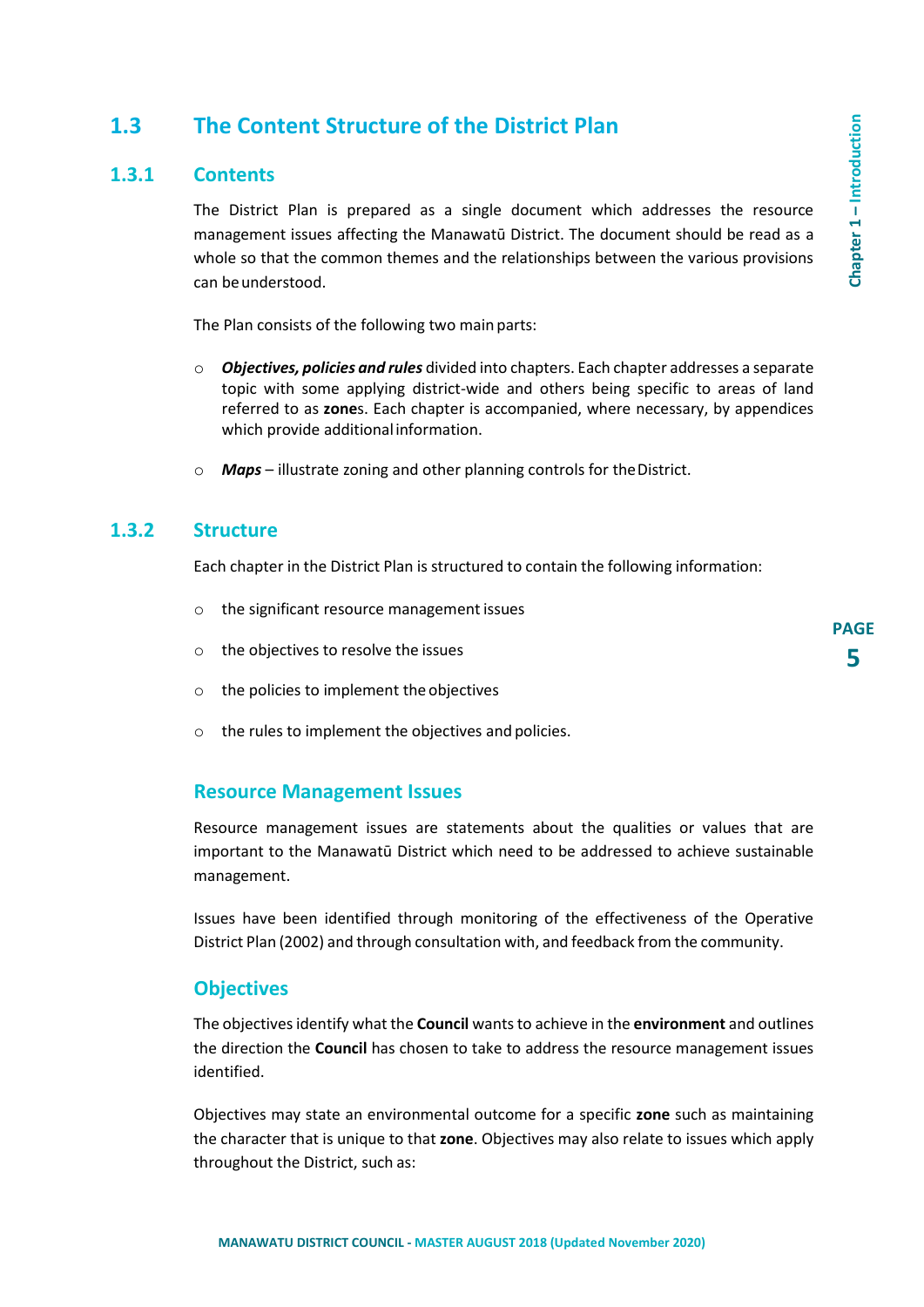## 1.3 The Content Structure of the District Plan

### 1.3.1 Contents

The District Plan is prepared as a single document which addresses the resource management issues affecting the Manawatū District. The document should be read as a whole so that the common themes and the relationships between the various provisions can be understood.

The Plan consists of the following two main parts:

- ***Objectives, policies and rules*** divided into chapters. Each chapter addresses a separate topic with some applying district-wide and others being specific to areas of land referred to as **zone**s. Each chapter is accompanied, where necessary, by appendices which provide additional information.
- ***Maps*** – illustrate zoning and other planning controls for the District.

### 1.3.2 Structure

Each chapter in the District Plan is structured to contain the following information:

- the significant resource management issues
- the objectives to resolve the issues
- the policies to implement the objectives
- the rules to implement the objectives and policies.

#### Resource Management Issues

Resource management issues are statements about the qualities or values that are important to the Manawatū District which need to be addressed to achieve sustainable management.

Issues have been identified through monitoring of the effectiveness of the Operative District Plan (2002) and through consultation with, and feedback from the community.

#### Objectives

The objectives identify what the **Council** wants to achieve in the **environment** and outlines the direction the **Council** has chosen to take to address the resource management issues identified.

Objectives may state an environmental outcome for a specific **zone** such as maintaining the character that is unique to that **zone**. Objectives may also relate to issues which apply throughout the District, such as: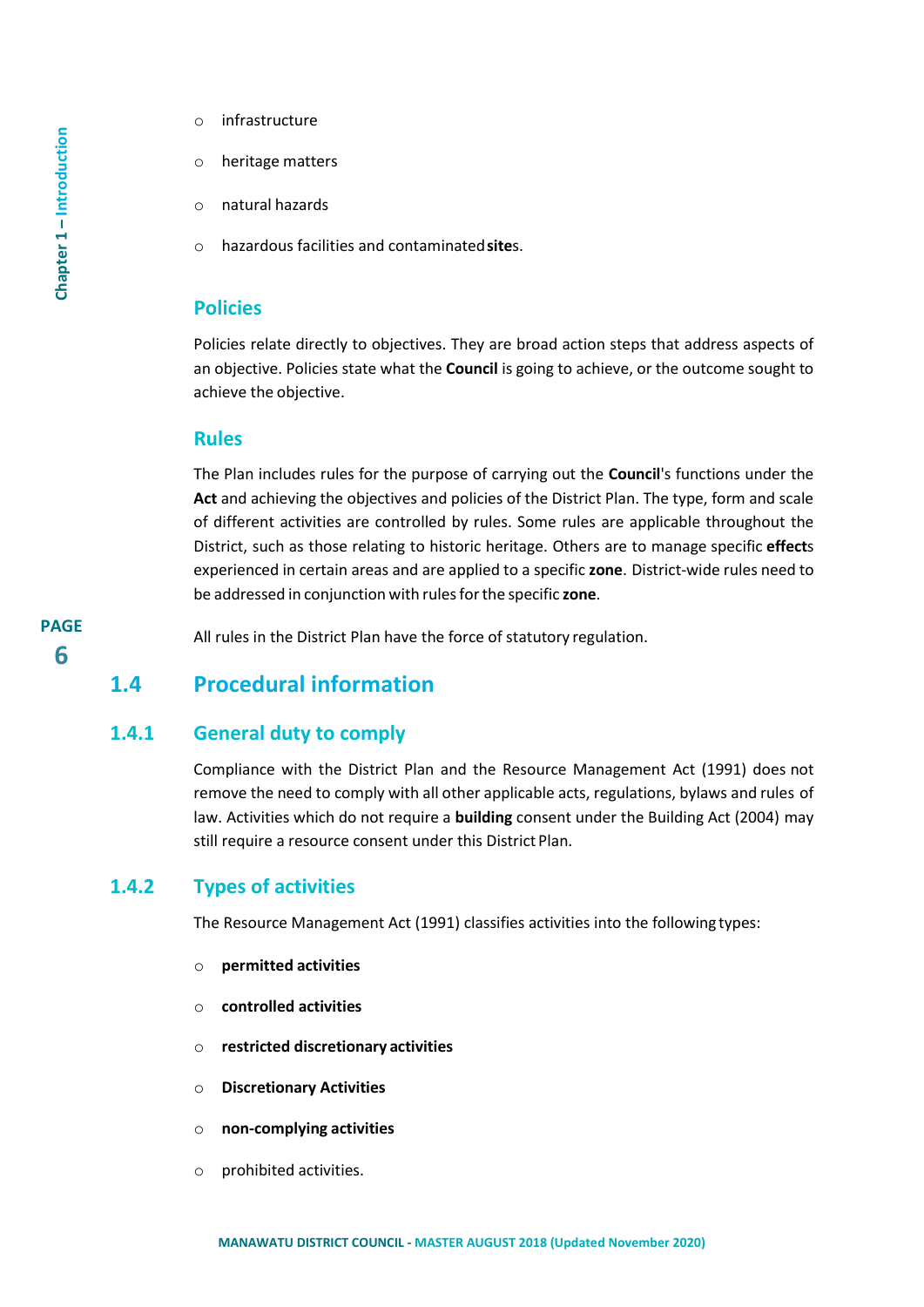- infrastructure
- heritage matters
- natural hazards
- hazardous facilities and contaminated **site**s.

### Policies

Policies relate directly to objectives. They are broad action steps that address aspects of an objective. Policies state what the **Council** is going to achieve, or the outcome sought to achieve the objective.

### Rules

The Plan includes rules for the purpose of carrying out the **Council**'s functions under the **Act** and achieving the objectives and policies of the District Plan. The type, form and scale of different activities are controlled by rules. Some rules are applicable throughout the District, such as those relating to historic heritage. Others are to manage specific **effect**s experienced in certain areas and are applied to a specific **zone**. District-wide rules need to be addressed in conjunction with rules for the specific **zone**.

All rules in the District Plan have the force of statutory regulation.

## 1.4 Procedural information

### 1.4.1 General duty to comply

Compliance with the District Plan and the Resource Management Act (1991) does not remove the need to comply with all other applicable acts, regulations, bylaws and rules of law. Activities which do not require a **building** consent under the Building Act (2004) may still require a resource consent under this District Plan.

### 1.4.2 Types of activities

The Resource Management Act (1991) classifies activities into the following types:

- **permitted activities**
- **controlled activities**
- **restricted discretionary activities**
- **Discretionary Activities**
- **non-complying activities**
- prohibited activities.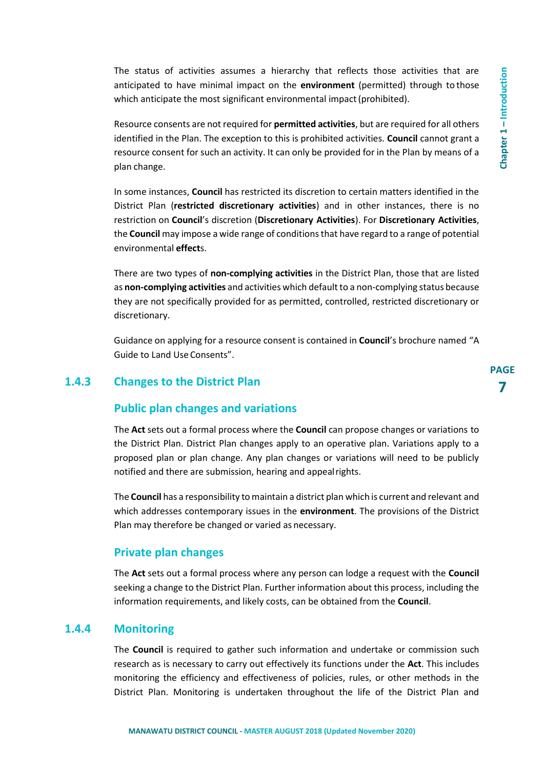The status of activities assumes a hierarchy that reflects those activities that are anticipated to have minimal impact on the **environment** (permitted) through to those which anticipate the most significant environmental impact (prohibited).

Resource consents are not required for **permitted activities**, but are required for all others identified in the Plan. The exception to this is prohibited activities. **Council** cannot grant a resource consent for such an activity. It can only be provided for in the Plan by means of a plan change.

In some instances, **Council** has restricted its discretion to certain matters identified in the District Plan (**restricted discretionary activities**) and in other instances, there is no restriction on **Council**'s discretion (**Discretionary Activities**). For **Discretionary Activities**, the **Council** may impose a wide range of conditions that have regard to a range of potential environmental **effect**s.

There are two types of **non-complying activities** in the District Plan, those that are listed as **non-complying activities** and activities which default to a non-complying status because they are not specifically provided for as permitted, controlled, restricted discretionary or discretionary.

Guidance on applying for a resource consent is contained in **Council**'s brochure named "A Guide to Land Use Consents".

### 1.4.3 Changes to the District Plan

#### Public plan changes and variations

The **Act** sets out a formal process where the **Council** can propose changes or variations to the District Plan. District Plan changes apply to an operative plan. Variations apply to a proposed plan or plan change. Any plan changes or variations will need to be publicly notified and there are submission, hearing and appeal rights.

The **Council** has a responsibility to maintain a district plan which is current and relevant and which addresses contemporary issues in the **environment**. The provisions of the District Plan may therefore be changed or varied as necessary.

#### Private plan changes

The **Act** sets out a formal process where any person can lodge a request with the **Council** seeking a change to the District Plan. Further information about this process, including the information requirements, and likely costs, can be obtained from the **Council**.

### 1.4.4 Monitoring

The **Council** is required to gather such information and undertake or commission such research as is necessary to carry out effectively its functions under the **Act**. This includes monitoring the efficiency and effectiveness of policies, rules, or other methods in the District Plan. Monitoring is undertaken throughout the life of the District Plan and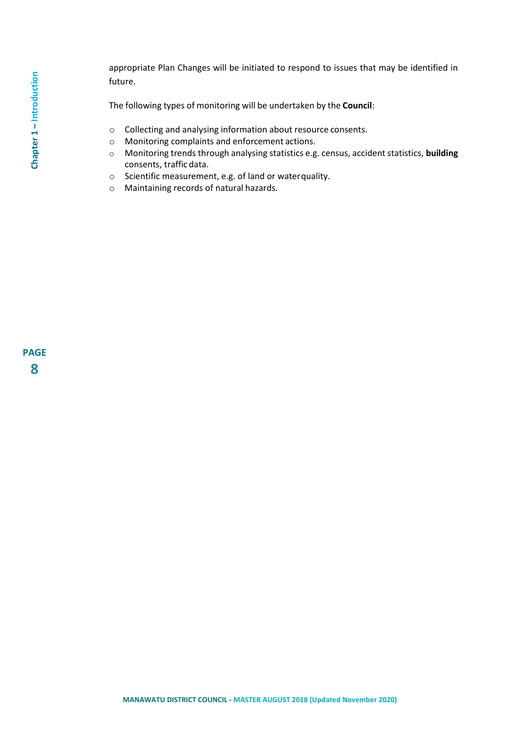appropriate Plan Changes will be initiated to respond to issues that may be identified in future.

The following types of monitoring will be undertaken by the **Council**:

- Collecting and analysing information about resource consents.
- Monitoring complaints and enforcement actions.
- Monitoring trends through analysing statistics e.g. census, accident statistics, **building** consents, traffic data.
- Scientific measurement, e.g. of land or water quality.
- Maintaining records of natural hazards.